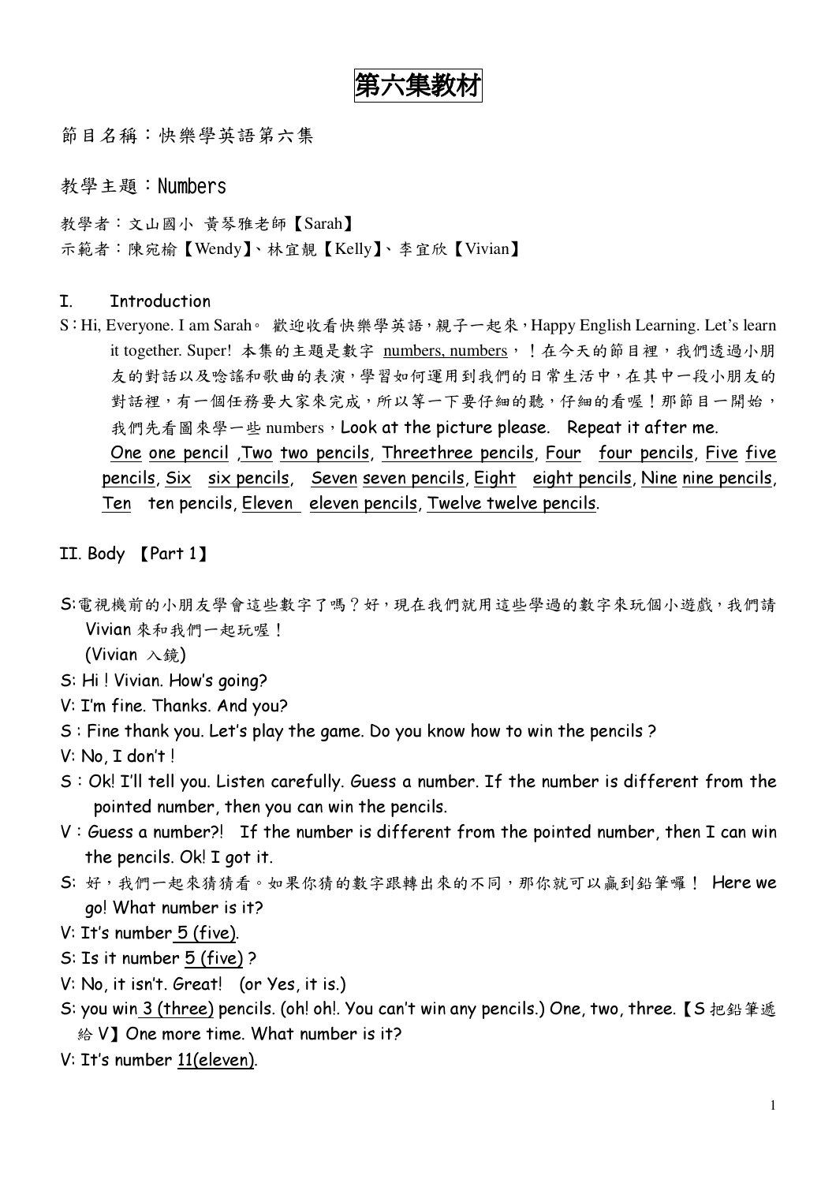# 第六集教材

節目名稱：快樂學英語第六集

教學主題：Numbers

教學者：文山國小 黃琴雅老師【Sarah】

示範者：陳宛榆【Wendy】、林宜靚【Kelly】、李宜欣【Vivian】

## I. Introduction

S：Hi, Everyone. I am Sarah。 歡迎收看快樂學英語，親子一起來，Happy English Learning. Let's learn it together. Super! 本集的主題是數字 numbers, numbers，！在今天的節目裡，我們透過小朋友的對話以及唸謠和歌曲的表演，學習如何運用到我們的日常生活中，在其中一段小朋友的對話裡，有一個任務要大家來完成，所以等一下要仔細的聽，仔細的看喔！那節目一開始，我們先看圖來學一些 numbers，Look at the picture please. Repeat it after me.

One one pencil ,Two two pencils, Threethree pencils, Four four pencils, Five five pencils, Six six pencils, Seven seven pencils, Eight eight pencils, Nine nine pencils, Ten ten pencils, Eleven eleven pencils, Twelve twelve pencils.

## II. Body 【Part 1】

S:電視機前的小朋友學會這些數字了嗎？好，現在我們就用這些學過的數字來玩個小遊戲，我們請 Vivian 來和我們一起玩喔！

(Vivian 入鏡)

S: Hi ! Vivian. How's going?

V: I'm fine. Thanks. And you?

S : Fine thank you. Let's play the game. Do you know how to win the pencils ?

V: No, I don't !

S：Ok! I'll tell you. Listen carefully. Guess a number. If the number is different from the pointed number, then you can win the pencils.

V：Guess a number?! If the number is different from the pointed number, then I can win the pencils. Ok! I got it.

S: 好，我們一起來猜猜看。如果你猜的數字跟轉出來的不同，那你就可以贏到鉛筆囉！ Here we go! What number is it?

V: It's number 5 (five).

S: Is it number 5 (five) ?

V: No, it isn't. Great! (or Yes, it is.)

S: you win 3 (three) pencils. (oh! oh!. You can't win any pencils.) One, two, three.【S 把鉛筆遞給 V】One more time. What number is it?

V: It's number 11(eleven).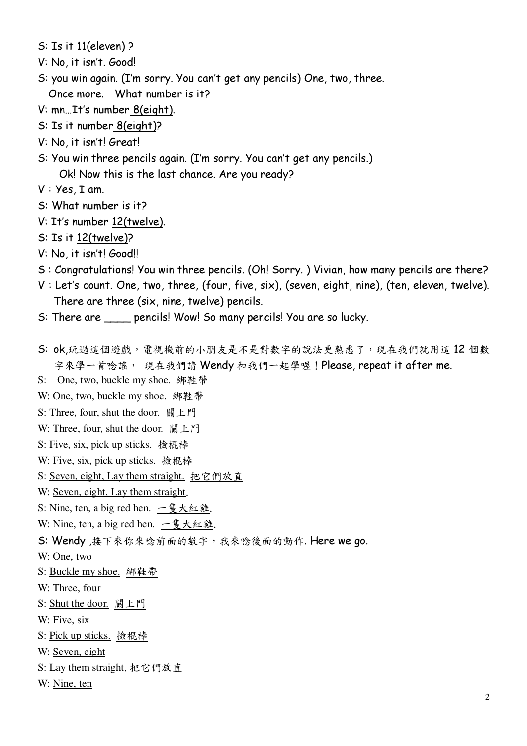S: Is it 11(eleven) ?

V: No, it isn't. Good!

S: you win again. (I'm sorry. You can't get any pencils) One, two, three.
Once more. What number is it?

V: mn…It's number 8(eight).

S: Is it number 8(eight)?

V: No, it isn't! Great!

S: You win three pencils again. (I'm sorry. You can't get any pencils.)
Ok! Now this is the last chance. Are you ready?

V：Yes, I am.

S: What number is it?

V: It's number 12(twelve).

S: Is it 12(twelve)?

V: No, it isn't! Good!!

S：Congratulations! You win three pencils. (Oh! Sorry. ) Vivian, how many pencils are there?

V：Let's count. One, two, three, (four, five, six), (seven, eight, nine), (ten, eleven, twelve).
There are three (six, nine, twelve) pencils.

S: There are ____ pencils! Wow! So many pencils! You are so lucky.

S: ok,玩過這個遊戲，電視機前的小朋友是不是對數字的說法更熟悉了，現在我們就用這 12 個數字來學一首唸謠， 現在我們請 Wendy 和我們一起學喔！Please, repeat it after me.

S: One, two, buckle my shoe. 綁鞋帶

W: One, two, buckle my shoe. 綁鞋帶

S: Three, four, shut the door. 關上門

W: Three, four, shut the door. 關上門

S: Five, six, pick up sticks. 撿棍棒

W: Five, six, pick up sticks. 撿棍棒

S: Seven, eight, Lay them straight. 把它們放直

W: Seven, eight, Lay them straight.

S: Nine, ten, a big red hen. 一隻大紅雞.

W: Nine, ten, a big red hen. 一隻大紅雞.

S: Wendy ,接下來你來唸前面的數字，我來唸後面的動作. Here we go.

W: One, two

S: Buckle my shoe. 綁鞋帶

W: Three, four

S: Shut the door. 關上門

W: Five, six

S: Pick up sticks. 撿棍棒

W: Seven, eight

S: Lay them straight. 把它們放直

W: Nine, ten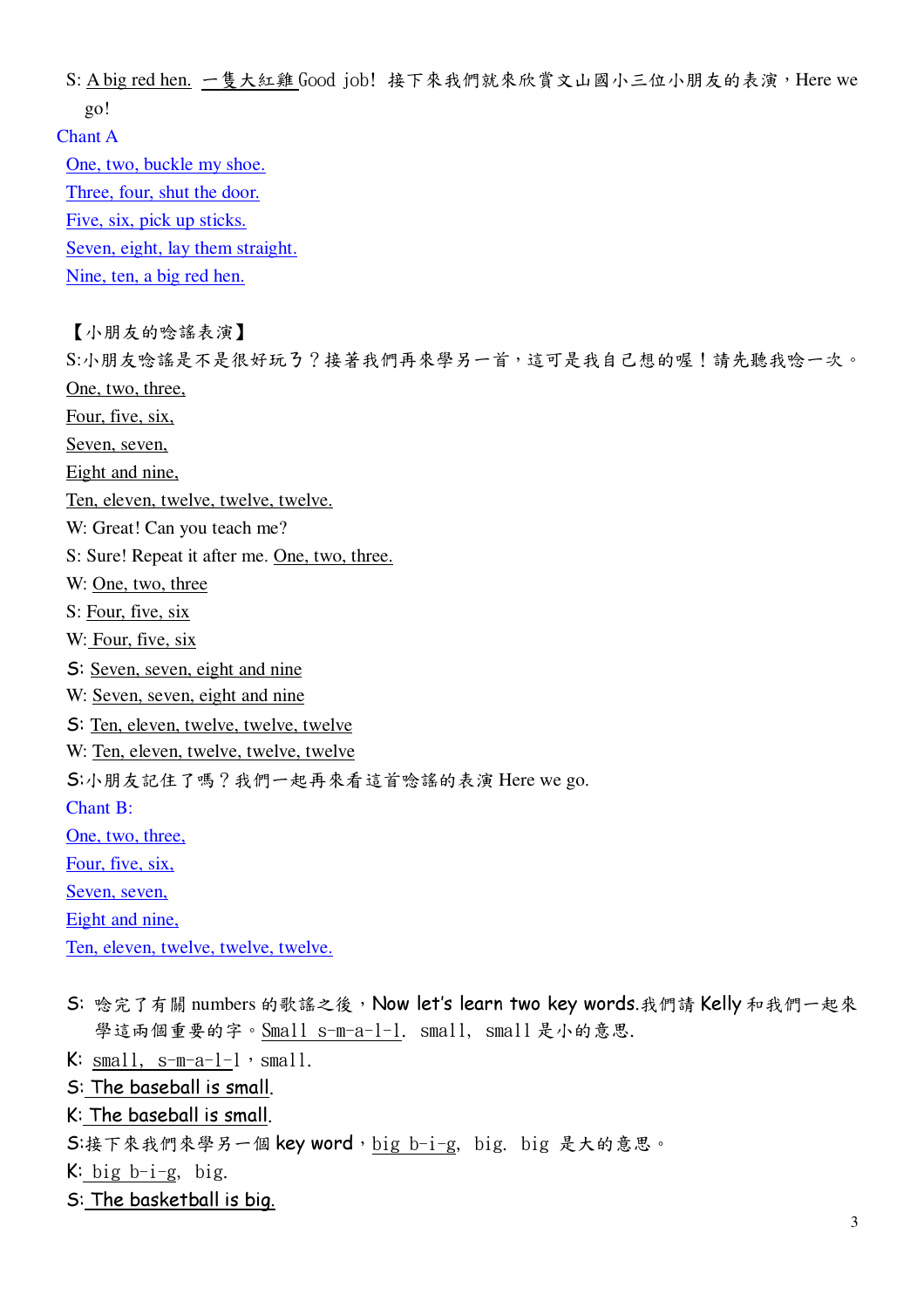S: A big red hen. 一隻大紅雞 Good job! 接下來我們就來欣賞文山國小三位小朋友的表演，Here we go!

Chant A

One, two, buckle my shoe.

Three, four, shut the door.

Five, six, pick up sticks.

Seven, eight, lay them straight.

Nine, ten, a big red hen.

【小朋友的唸謠表演】

S:小朋友唸謠是不是很好玩ㄋ？接著我們再來學另一首，這可是我自己想的喔！請先聽我唸一次。

One, two, three,

Four, five, six,

Seven, seven,

Eight and nine,

Ten, eleven, twelve, twelve, twelve.

W: Great! Can you teach me?

S: Sure! Repeat it after me. One, two, three.

W: One, two, three

S: Four, five, six

W: Four, five, six

S: Seven, seven, eight and nine

W: Seven, seven, eight and nine

S: Ten, eleven, twelve, twelve, twelve

W: Ten, eleven, twelve, twelve, twelve

S:小朋友記住了嗎？我們一起再來看這首唸謠的表演 Here we go.

Chant B:

One, two, three,

Four, five, six,

Seven, seven,

Eight and nine,

Ten, eleven, twelve, twelve, twelve.

S: 唸完了有關 numbers 的歌謠之後，Now let's learn two key words.我們請 Kelly 和我們一起來學這兩個重要的字。Small s-m-a-l-l. small, small 是小的意思.

K: small, s-m-a-l-l，small.

S: The baseball is small.

K: The baseball is small.

S:接下來我們來學另一個 key word，big b-i-g, big. big 是大的意思。

K: big b-i-g, big.

S: The basketball is big.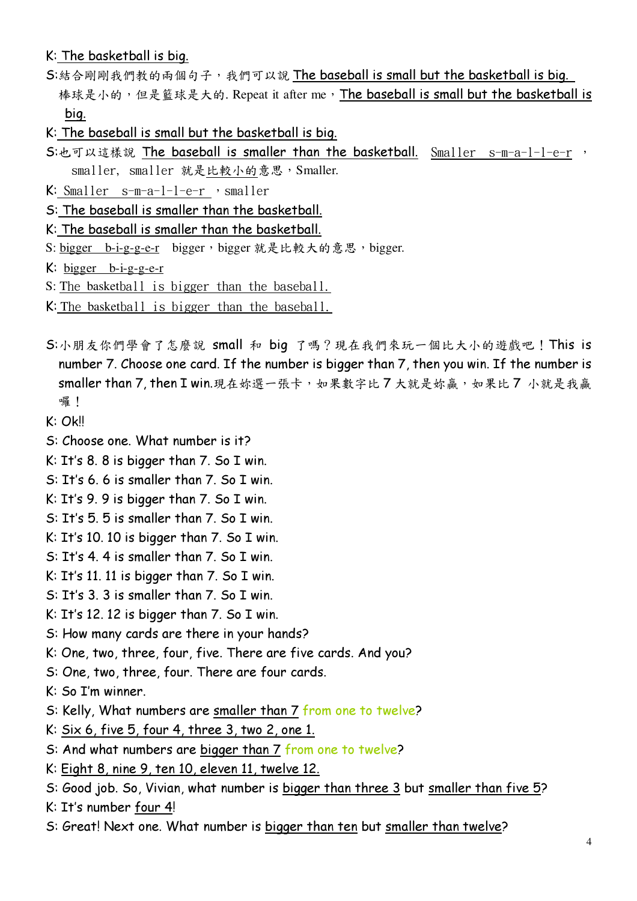K: The basketball is big.

S:結合剛剛我們教的兩個句子，我們可以說 The baseball is small but the basketball is big. 棒球是小的，但是籃球是大的. Repeat it after me，The baseball is small but the basketball is big.

K: The baseball is small but the basketball is big.

S:也可以這樣說 The baseball is smaller than the basketball. Smaller s-m-a-l-l-e-r，smaller, smaller 就是比較小的意思，Smaller.

K: Smaller s-m-a-l-l-e-r，smaller

S: The baseball is smaller than the basketball.

K: The baseball is smaller than the basketball.

S: bigger b-i-g-g-e-r bigger，bigger 就是比較大的意思，bigger.

K: bigger b-i-g-g-e-r

S: The basketball is bigger than the baseball.

K: The basketball is bigger than the baseball.

S:小朋友你們學會了怎麼說 small 和 big 了嗎？現在我們來玩一個比大小的遊戲吧！This is number 7. Choose one card. If the number is bigger than 7, then you win. If the number is smaller than 7, then I win.現在妳選一張卡，如果數字比 7 大就是妳贏，如果比 7 小就是我贏囉！

K: Ok!!

S: Choose one. What number is it?

K: It's 8. 8 is bigger than 7. So I win.

S: It's 6. 6 is smaller than 7. So I win.

K: It's 9. 9 is bigger than 7. So I win.

S: It's 5. 5 is smaller than 7. So I win.

K: It's 10. 10 is bigger than 7. So I win.

S: It's 4. 4 is smaller than 7. So I win.

K: It's 11. 11 is bigger than 7. So I win.

S: It's 3. 3 is smaller than 7. So I win.

K: It's 12. 12 is bigger than 7. So I win.

S: How many cards are there in your hands?

K: One, two, three, four, five. There are five cards. And you?

S: One, two, three, four. There are four cards.

K: So I'm winner.

S: Kelly, What numbers are smaller than 7 from one to twelve?

K: Six 6, five 5, four 4, three 3, two 2, one 1.

S: And what numbers are bigger than 7 from one to twelve?

K: Eight 8, nine 9, ten 10, eleven 11, twelve 12.

S: Good job. So, Vivian, what number is bigger than three 3 but smaller than five 5?

K: It's number four 4!

S: Great! Next one. What number is bigger than ten but smaller than twelve?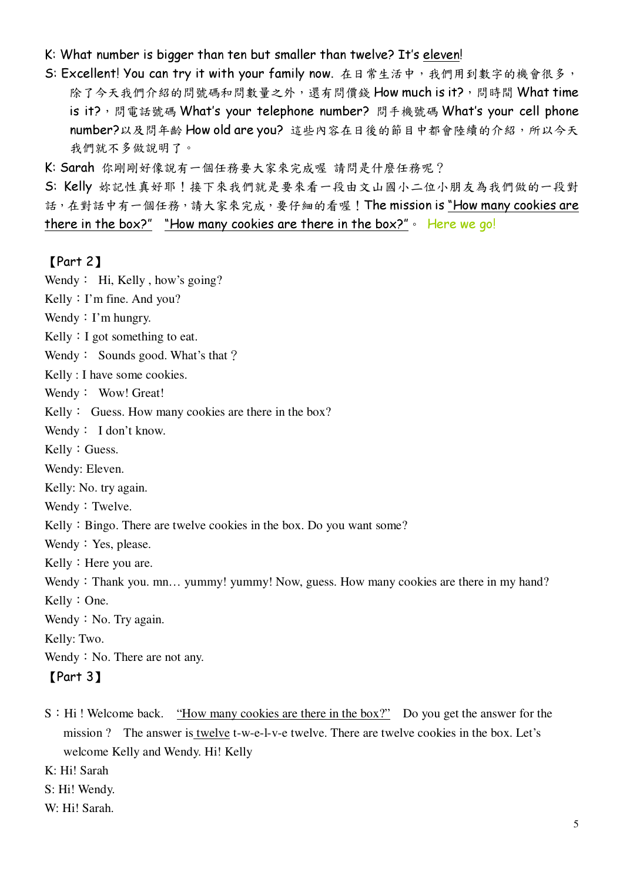K: What number is bigger than ten but smaller than twelve? It's eleven!

S: Excellent! You can try it with your family now. 在日常生活中，我們用到數字的機會很多，除了今天我們介紹的問號碼和問數量之外，還有問價錢 How much is it?，問時間 What time is it?，問電話號碼 What's your telephone number? 問手機號碼 What's your cell phone number?以及問年齡 How old are you? 這些內容在日後的節目中都會陸續的介紹，所以今天我們就不多做說明了。

K: Sarah 你剛剛好像說有一個任務要大家來完成喔 請問是什麼任務呢？

S: Kelly 妳記性真好耶！接下來我們就是要來看一段由文山國小二位小朋友為我們做的一段對話，在對話中有一個任務，請大家來完成，要仔細的看喔！The mission is "How many cookies are there in the box?" "How many cookies are there in the box?"。 Here we go!

【Part 2】

Wendy： Hi, Kelly , how's going?

Kelly：I'm fine. And you?

Wendy：I'm hungry.

Kelly：I got something to eat.

Wendy： Sounds good. What's that？

Kelly : I have some cookies.

Wendy： Wow! Great!

Kelly： Guess. How many cookies are there in the box?

Wendy： I don't know.

Kelly：Guess.

Wendy: Eleven.

Kelly: No. try again.

Wendy：Twelve.

Kelly：Bingo. There are twelve cookies in the box. Do you want some?

Wendy：Yes, please.

Kelly：Here you are.

Wendy：Thank you. mn… yummy! yummy! Now, guess. How many cookies are there in my hand?

Kelly：One.

Wendy：No. Try again.

Kelly: Two.

Wendy：No. There are not any.

【Part 3】

S：Hi ! Welcome back. "How many cookies are there in the box?" Do you get the answer for the mission？ The answer is twelve t-w-e-l-v-e twelve. There are twelve cookies in the box. Let's welcome Kelly and Wendy. Hi! Kelly

K: Hi! Sarah

S: Hi! Wendy.

W: Hi! Sarah.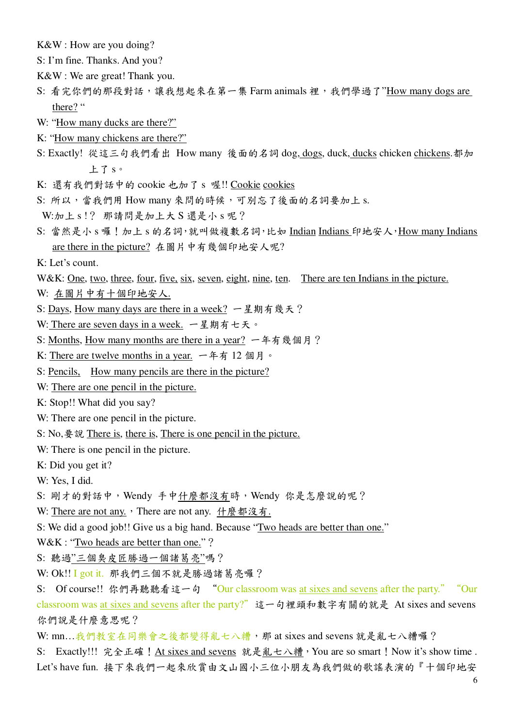K&W : How are you doing?

S: I'm fine. Thanks. And you?

K&W : We are great! Thank you.

S: 看完你們的那段對話，讓我想起來在第一集 Farm animals 裡，我們學過了"How many dogs are there? "

W: "How many ducks are there?"

K: "How many chickens are there?"

S: Exactly! 從這三句我們看出 How many 後面的名詞 dog, dogs, duck, ducks chicken chickens.都加上了 s。

K: 還有我們對話中的 cookie 也加了 s 喔!! Cookie cookies

S: 所以，當我們用 How many 來問的時候，可別忘了後面的名詞要加上 s.

W:加上 s！? 那請問是加上大 S 還是小 s 呢？

S: 當然是小 s 囉！加上 s 的名詞，就叫做複數名詞，比如 Indian Indians 印地安人，How many Indians are there in the picture? 在圖片中有幾個印地安人呢?

K: Let's count.

W&K: One, two, three, four, five, six, seven, eight, nine, ten. There are ten Indians in the picture.

W: 在圖片中有十個印地安人.

S: Days, How many days are there in a week? 一星期有幾天？

W: There are seven days in a week. 一星期有七天。

S: Months, How many months are there in a year? 一年有幾個月？

K: There are twelve months in a year. 一年有 12 個月。

S: Pencils, How many pencils are there in the picture?

W: There are one pencil in the picture.

K: Stop!! What did you say?

W: There are one pencil in the picture.

S: No,要說 There is, there is, There is one pencil in the picture.

W: There is one pencil in the picture.

K: Did you get it?

W: Yes, I did.

S: 剛才的對話中，Wendy 手中什麼都沒有時，Wendy 你是怎麼說的呢？

W: There are not any.，There are not any. 什麼都沒有.

S: We did a good job!! Give us a big hand. Because "Two heads are better than one."

W&K : "Two heads are better than one."？

S: 聽過"三個臭皮匠勝過一個諸葛亮"嗎？

W: Ok!! I got it. 那我們三個不就是勝過諸葛亮囉？

S: Of course!! 你們再聽聽看這一句 "Our classroom was at sixes and sevens after the party." "Our classroom was at sixes and sevens after the party?" 這一句裡頭和數字有關的就是 At sixes and sevens 你們說是什麼意思呢？

W: mn…我們教室在同樂會之後都變得亂七八糟，那 at sixes and sevens 就是亂七八糟囉？

S: Exactly!!! 完全正確！At sixes and sevens 就是亂七八糟，You are so smart！Now it's show time . Let's have fun. 接下來我們一起來欣賞由文山國小三位小朋友為我們做的歌謠表演的『十個印地安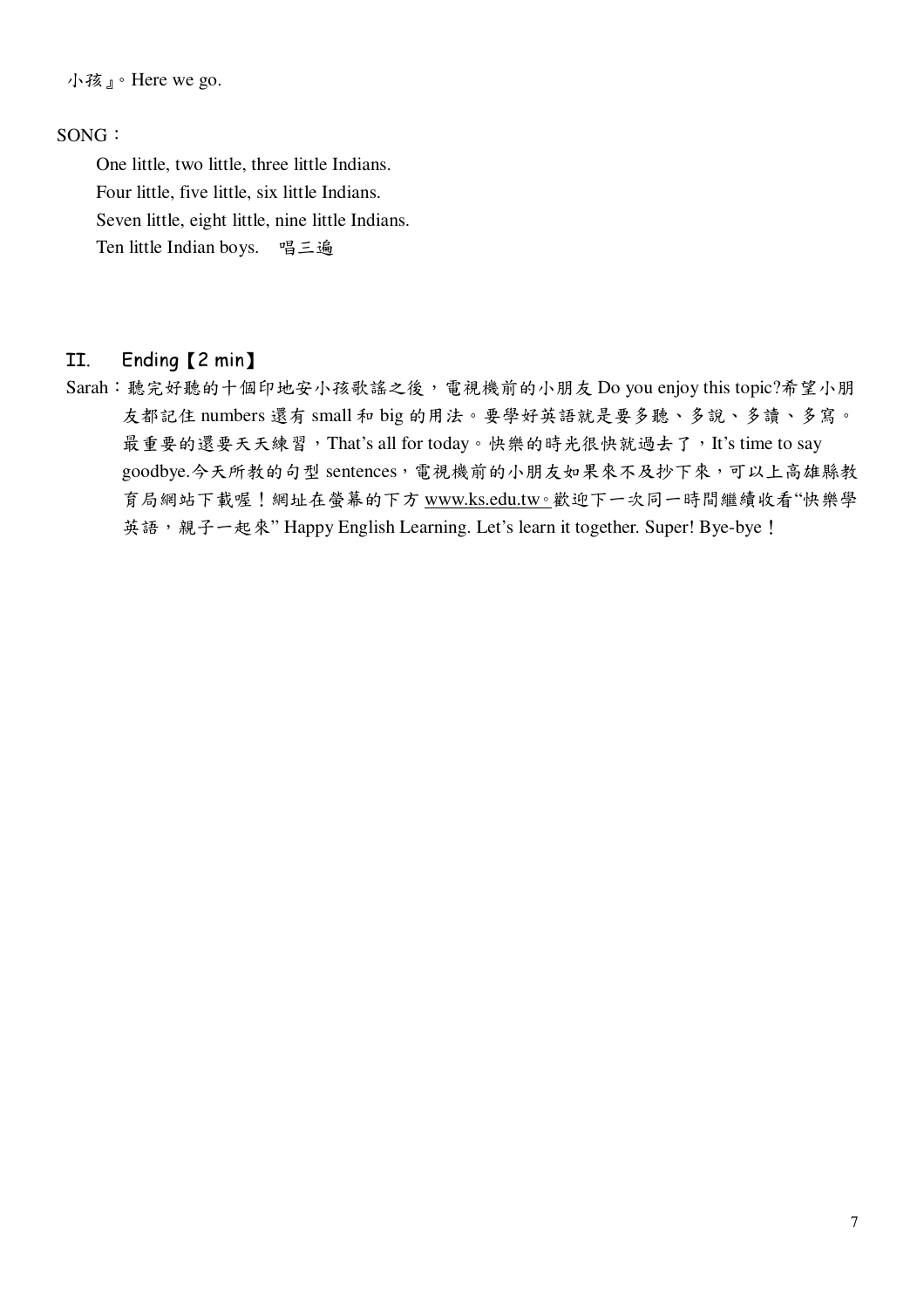小孩』。Here we go.

SONG：

One little, two little, three little Indians.
Four little, five little, six little Indians.
Seven little, eight little, nine little Indians.
Ten little Indian boys.　唱三遍

## II. Ending【2 min】

Sarah：聽完好聽的十個印地安小孩歌謠之後，電視機前的小朋友 Do you enjoy this topic?希望小朋友都記住 numbers 還有 small 和 big 的用法。要學好英語就是要多聽、多說、多讀、多寫。最重要的還要天天練習，That's all for today。快樂的時光很快就過去了，It's time to say goodbye.今天所教的句型 sentences，電視機前的小朋友如果來不及抄下來，可以上高雄縣教育局網站下載喔！網址在螢幕的下方 www.ks.edu.tw。歡迎下一次同一時間繼續收看"快樂學英語，親子一起來" Happy English Learning. Let's learn it together. Super! Bye-bye！